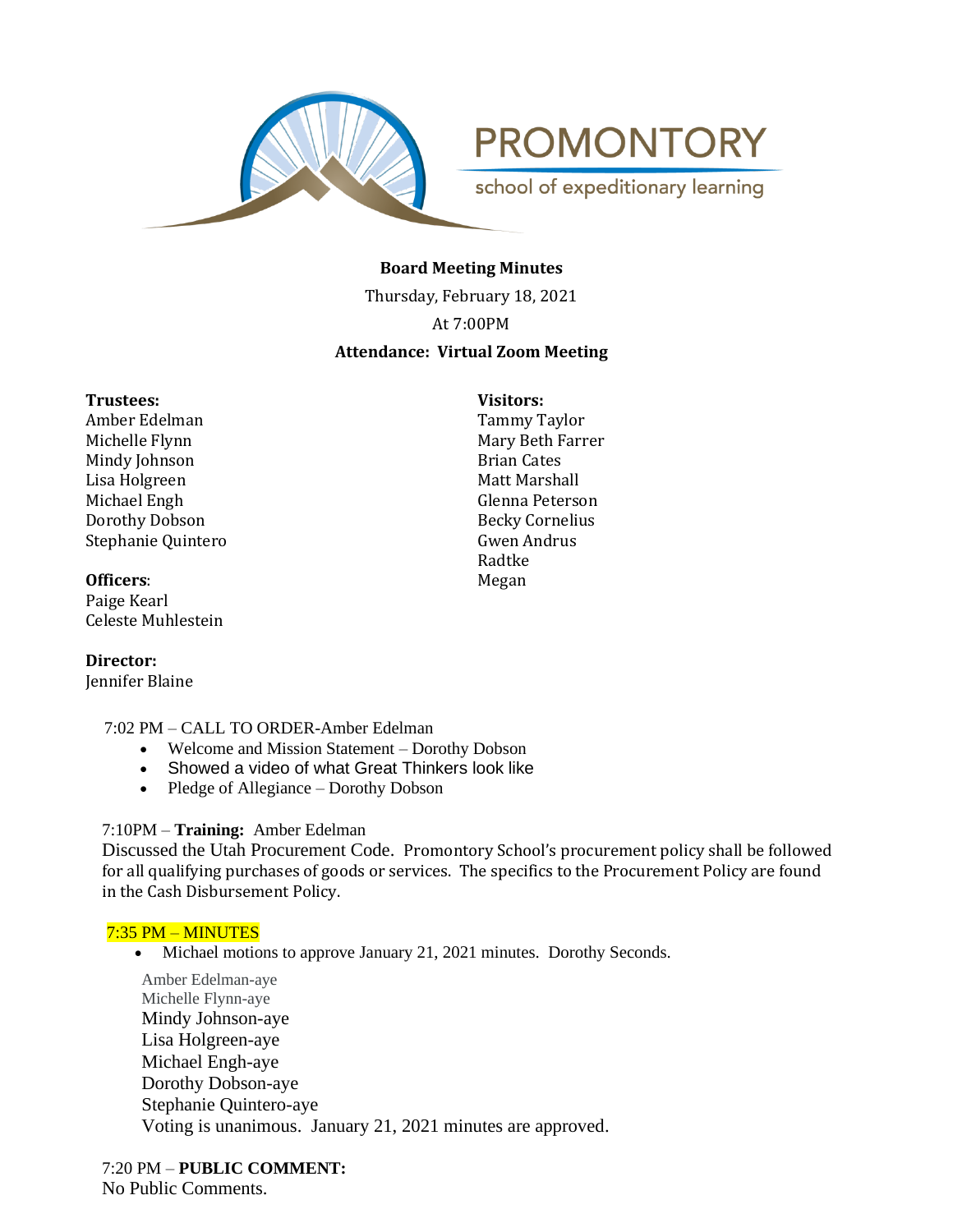# PROMONTORY

school of expeditionary learning

**Board Meeting Minutes**

Thursday, February 18, 2021

At 7:00PM

**Attendance: Virtual Zoom Meeting**

**Trustees:**
Amber Edelman
Michelle Flynn
Mindy Johnson
Lisa Holgreen
Michael Engh
Dorothy Dobson
Stephanie Quintero

**Officers**:
Paige Kearl
Celeste Muhlestein

**Director:**
Jennifer Blaine

**Visitors:**
Tammy Taylor
Mary Beth Farrer
Brian Cates
Matt Marshall
Glenna Peterson
Becky Cornelius
Gwen Andrus
Radtke
Megan

7:02 PM – CALL TO ORDER-Amber Edelman

- Welcome and Mission Statement – Dorothy Dobson
- Showed a video of what Great Thinkers look like
- Pledge of Allegiance – Dorothy Dobson

7:10PM – **Training:** Amber Edelman

Discussed the Utah Procurement Code. Promontory School's procurement policy shall be followed for all qualifying purchases of goods or services. The specifics to the Procurement Policy are found in the Cash Disbursement Policy.

7:35 PM – MINUTES

- Michael motions to approve January 21, 2021 minutes. Dorothy Seconds.

Amber Edelman-aye
Michelle Flynn-aye
Mindy Johnson-aye
Lisa Holgreen-aye
Michael Engh-aye
Dorothy Dobson-aye
Stephanie Quintero-aye
Voting is unanimous. January 21, 2021 minutes are approved.

7:20 PM – **PUBLIC COMMENT:**
No Public Comments.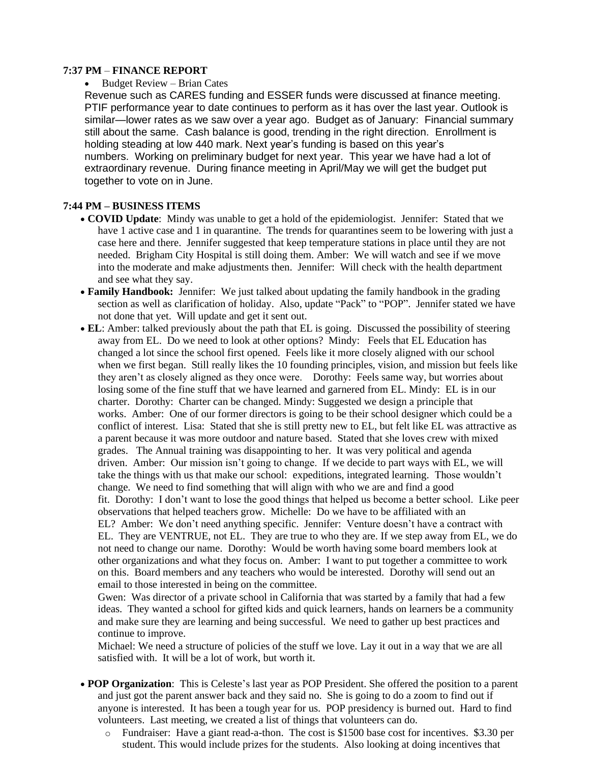**7:37 PM** – **FINANCE REPORT**

- Budget Review – Brian Cates

Revenue such as CARES funding and ESSER funds were discussed at finance meeting. PTIF performance year to date continues to perform as it has over the last year. Outlook is similar—lower rates as we saw over a year ago. Budget as of January: Financial summary still about the same. Cash balance is good, trending in the right direction. Enrollment is holding steading at low 440 mark. Next year's funding is based on this year's numbers. Working on preliminary budget for next year. This year we have had a lot of extraordinary revenue. During finance meeting in April/May we will get the budget put together to vote on in June.

**7:44 PM – BUSINESS ITEMS**

- **COVID Update**: Mindy was unable to get a hold of the epidemiologist. Jennifer: Stated that we have 1 active case and 1 in quarantine. The trends for quarantines seem to be lowering with just a case here and there. Jennifer suggested that keep temperature stations in place until they are not needed. Brigham City Hospital is still doing them. Amber: We will watch and see if we move into the moderate and make adjustments then. Jennifer: Will check with the health department and see what they say.
- **Family Handbook:** Jennifer: We just talked about updating the family handbook in the grading section as well as clarification of holiday. Also, update "Pack" to "POP". Jennifer stated we have not done that yet. Will update and get it sent out.
- **EL**: Amber: talked previously about the path that EL is going. Discussed the possibility of steering away from EL. Do we need to look at other options? Mindy: Feels that EL Education has changed a lot since the school first opened. Feels like it more closely aligned with our school when we first began. Still really likes the 10 founding principles, vision, and mission but feels like they aren't as closely aligned as they once were. Dorothy: Feels same way, but worries about losing some of the fine stuff that we have learned and garnered from EL. Mindy: EL is in our charter. Dorothy: Charter can be changed. Mindy: Suggested we design a principle that works. Amber: One of our former directors is going to be their school designer which could be a conflict of interest. Lisa: Stated that she is still pretty new to EL, but felt like EL was attractive as a parent because it was more outdoor and nature based. Stated that she loves crew with mixed grades. The Annual training was disappointing to her. It was very political and agenda driven. Amber: Our mission isn't going to change. If we decide to part ways with EL, we will take the things with us that make our school: expeditions, integrated learning. Those wouldn't change. We need to find something that will align with who we are and find a good fit. Dorothy: I don't want to lose the good things that helped us become a better school. Like peer observations that helped teachers grow. Michelle: Do we have to be affiliated with an EL? Amber: We don't need anything specific. Jennifer: Venture doesn't have a contract with EL. They are VENTRUE, not EL. They are true to who they are. If we step away from EL, we do not need to change our name. Dorothy: Would be worth having some board members look at other organizations and what they focus on. Amber: I want to put together a committee to work on this. Board members and any teachers who would be interested. Dorothy will send out an email to those interested in being on the committee.

  Gwen: Was director of a private school in California that was started by a family that had a few ideas. They wanted a school for gifted kids and quick learners, hands on learners be a community and make sure they are learning and being successful. We need to gather up best practices and continue to improve.

  Michael: We need a structure of policies of the stuff we love. Lay it out in a way that we are all satisfied with. It will be a lot of work, but worth it.

- **POP Organization**: This is Celeste's last year as POP President. She offered the position to a parent and just got the parent answer back and they said no. She is going to do a zoom to find out if anyone is interested. It has been a tough year for us. POP presidency is burned out. Hard to find volunteers. Last meeting, we created a list of things that volunteers can do.
  - Fundraiser: Have a giant read-a-thon. The cost is $1500 base cost for incentives. $3.30 per student. This would include prizes for the students. Also looking at doing incentives that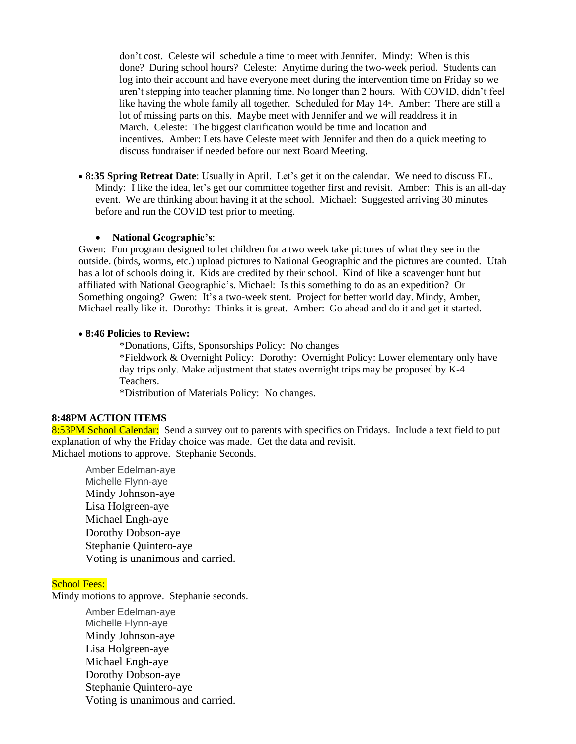don't cost. Celeste will schedule a time to meet with Jennifer. Mindy: When is this done? During school hours? Celeste: Anytime during the two-week period. Students can log into their account and have everyone meet during the intervention time on Friday so we aren't stepping into teacher planning time. No longer than 2 hours. With COVID, didn't feel like having the whole family all together. Scheduled for May 14th. Amber: There are still a lot of missing parts on this. Maybe meet with Jennifer and we will readdress it in March. Celeste: The biggest clarification would be time and location and incentives. Amber: Lets have Celeste meet with Jennifer and then do a quick meeting to discuss fundraiser if needed before our next Board Meeting.

- 8**:35 Spring Retreat Date**: Usually in April. Let's get it on the calendar. We need to discuss EL. Mindy: I like the idea, let's get our committee together first and revisit. Amber: This is an all-day event. We are thinking about having it at the school. Michael: Suggested arriving 30 minutes before and run the COVID test prior to meeting.

  - **National Geographic's**:

Gwen: Fun program designed to let children for a two week take pictures of what they see in the outside. (birds, worms, etc.) upload pictures to National Geographic and the pictures are counted. Utah has a lot of schools doing it. Kids are credited by their school. Kind of like a scavenger hunt but affiliated with National Geographic's. Michael: Is this something to do as an expedition? Or Something ongoing? Gwen: It's a two-week stent. Project for better world day. Mindy, Amber, Michael really like it. Dorothy: Thinks it is great. Amber: Go ahead and do it and get it started.

- **8:46 Policies to Review:**

  *Donations, Gifts, Sponsorships Policy: No changes
  *Fieldwork & Overnight Policy: Dorothy: Overnight Policy: Lower elementary only have day trips only. Make adjustment that states overnight trips may be proposed by K-4 Teachers.
  *Distribution of Materials Policy: No changes.

**8:48PM ACTION ITEMS**

8:53PM School Calendar: Send a survey out to parents with specifics on Fridays. Include a text field to put explanation of why the Friday choice was made. Get the data and revisit.
Michael motions to approve. Stephanie Seconds.

Amber Edelman-aye
Michelle Flynn-aye
Mindy Johnson-aye
Lisa Holgreen-aye
Michael Engh-aye
Dorothy Dobson-aye
Stephanie Quintero-aye
Voting is unanimous and carried.

School Fees:
Mindy motions to approve. Stephanie seconds.

Amber Edelman-aye
Michelle Flynn-aye
Mindy Johnson-aye
Lisa Holgreen-aye
Michael Engh-aye
Dorothy Dobson-aye
Stephanie Quintero-aye
Voting is unanimous and carried.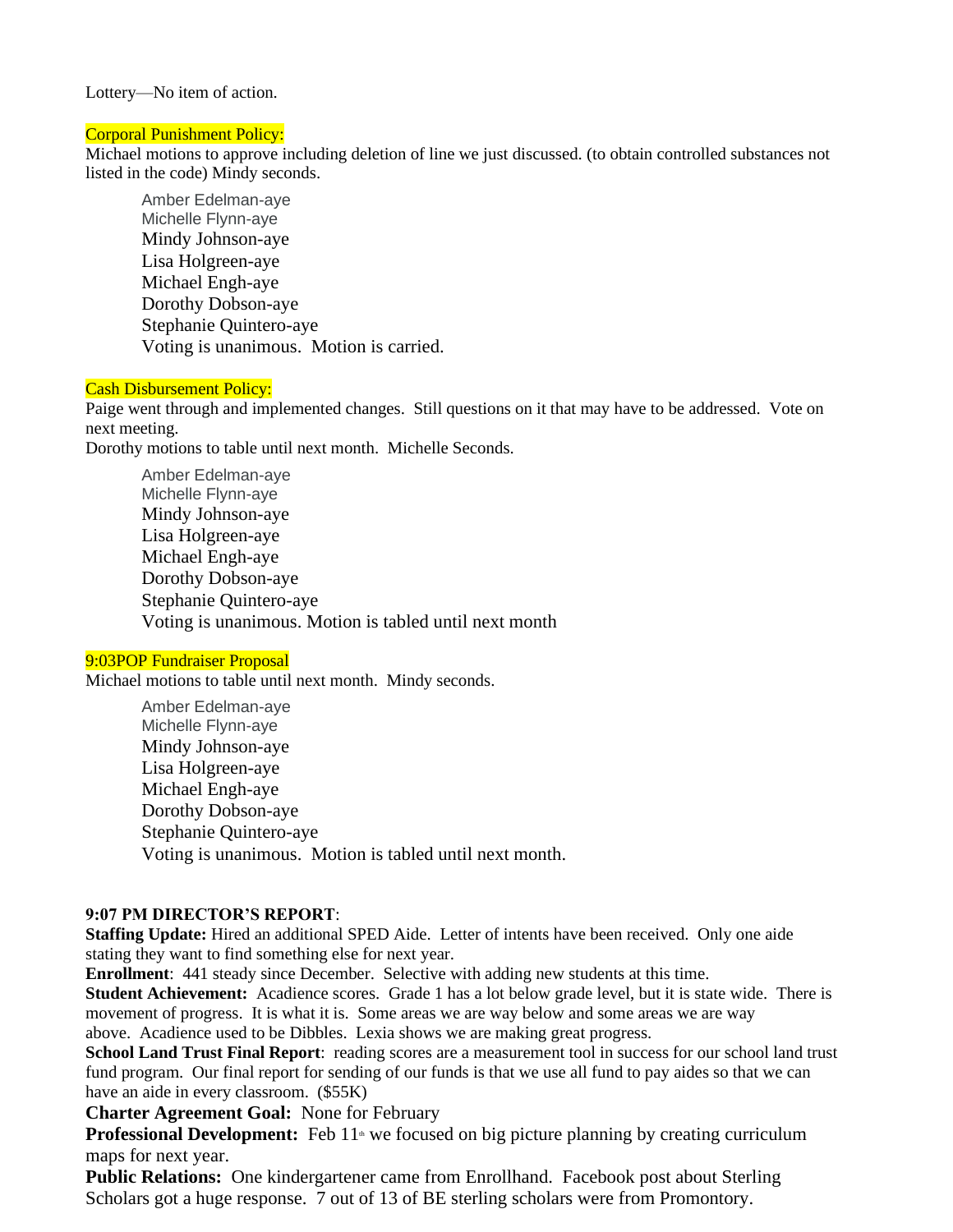Lottery—No item of action.

Corporal Punishment Policy:
Michael motions to approve including deletion of line we just discussed. (to obtain controlled substances not listed in the code) Mindy seconds.

Amber Edelman-aye
Michelle Flynn-aye
Mindy Johnson-aye
Lisa Holgreen-aye
Michael Engh-aye
Dorothy Dobson-aye
Stephanie Quintero-aye
Voting is unanimous. Motion is carried.

Cash Disbursement Policy:
Paige went through and implemented changes. Still questions on it that may have to be addressed. Vote on next meeting.
Dorothy motions to table until next month. Michelle Seconds.

Amber Edelman-aye
Michelle Flynn-aye
Mindy Johnson-aye
Lisa Holgreen-aye
Michael Engh-aye
Dorothy Dobson-aye
Stephanie Quintero-aye
Voting is unanimous. Motion is tabled until next month

9:03POP Fundraiser Proposal
Michael motions to table until next month. Mindy seconds.

Amber Edelman-aye
Michelle Flynn-aye
Mindy Johnson-aye
Lisa Holgreen-aye
Michael Engh-aye
Dorothy Dobson-aye
Stephanie Quintero-aye
Voting is unanimous. Motion is tabled until next month.

**9:07 PM DIRECTOR'S REPORT**:
**Staffing Update:** Hired an additional SPED Aide. Letter of intents have been received. Only one aide stating they want to find something else for next year.
**Enrollment**: 441 steady since December. Selective with adding new students at this time.
**Student Achievement:** Acadience scores. Grade 1 has a lot below grade level, but it is state wide. There is movement of progress. It is what it is. Some areas we are way below and some areas we are way above. Acadience used to be Dibbles. Lexia shows we are making great progress.
**School Land Trust Final Report**: reading scores are a measurement tool in success for our school land trust fund program. Our final report for sending of our funds is that we use all fund to pay aides so that we can have an aide in every classroom. ($55K)
**Charter Agreement Goal:** None for February
**Professional Development:** Feb 11th we focused on big picture planning by creating curriculum maps for next year.
**Public Relations:** One kindergartener came from Enrollhand. Facebook post about Sterling Scholars got a huge response. 7 out of 13 of BE sterling scholars were from Promontory.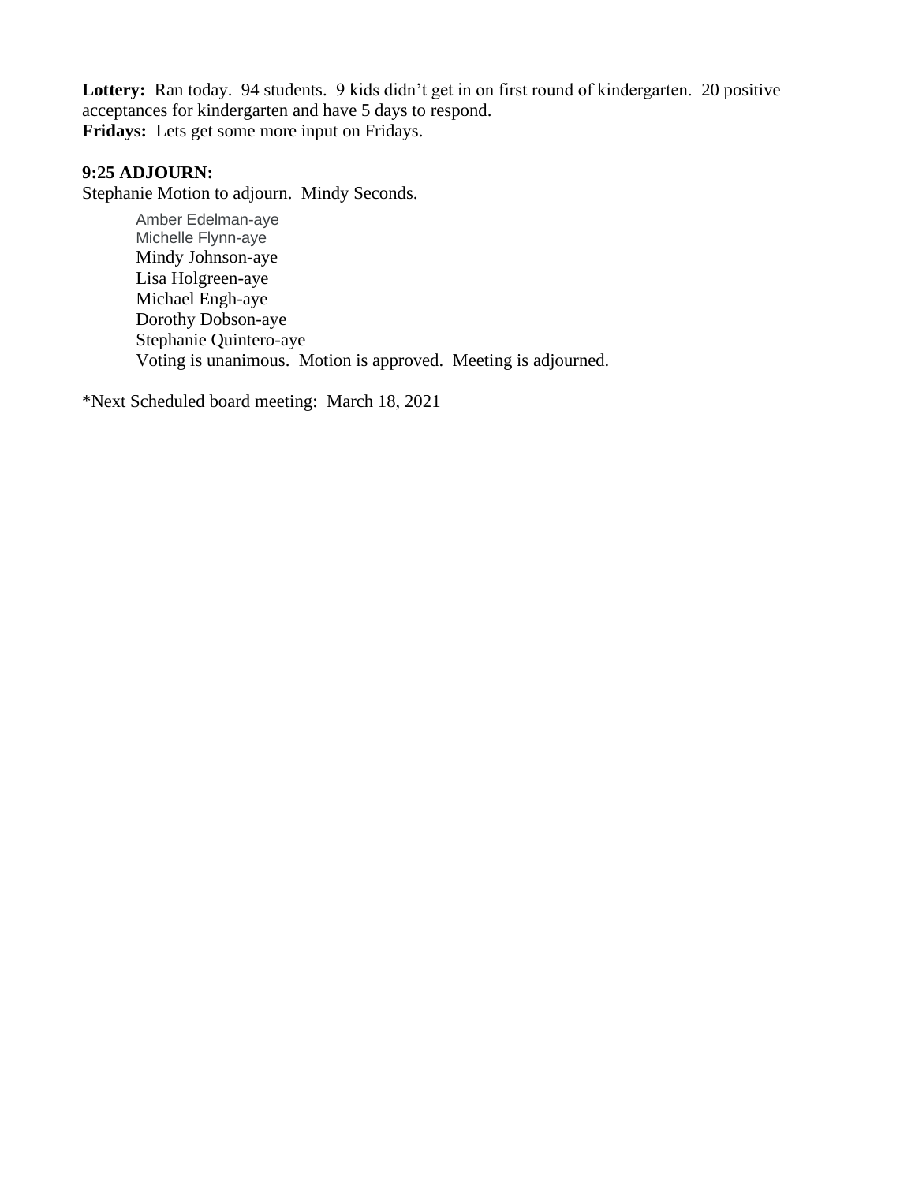**Lottery:** Ran today. 94 students. 9 kids didn't get in on first round of kindergarten. 20 positive acceptances for kindergarten and have 5 days to respond.
**Fridays:** Lets get some more input on Fridays.

**9:25 ADJOURN:**
Stephanie Motion to adjourn. Mindy Seconds.

Amber Edelman-aye
Michelle Flynn-aye
Mindy Johnson-aye
Lisa Holgreen-aye
Michael Engh-aye
Dorothy Dobson-aye
Stephanie Quintero-aye
Voting is unanimous. Motion is approved. Meeting is adjourned.

*Next Scheduled board meeting: March 18, 2021